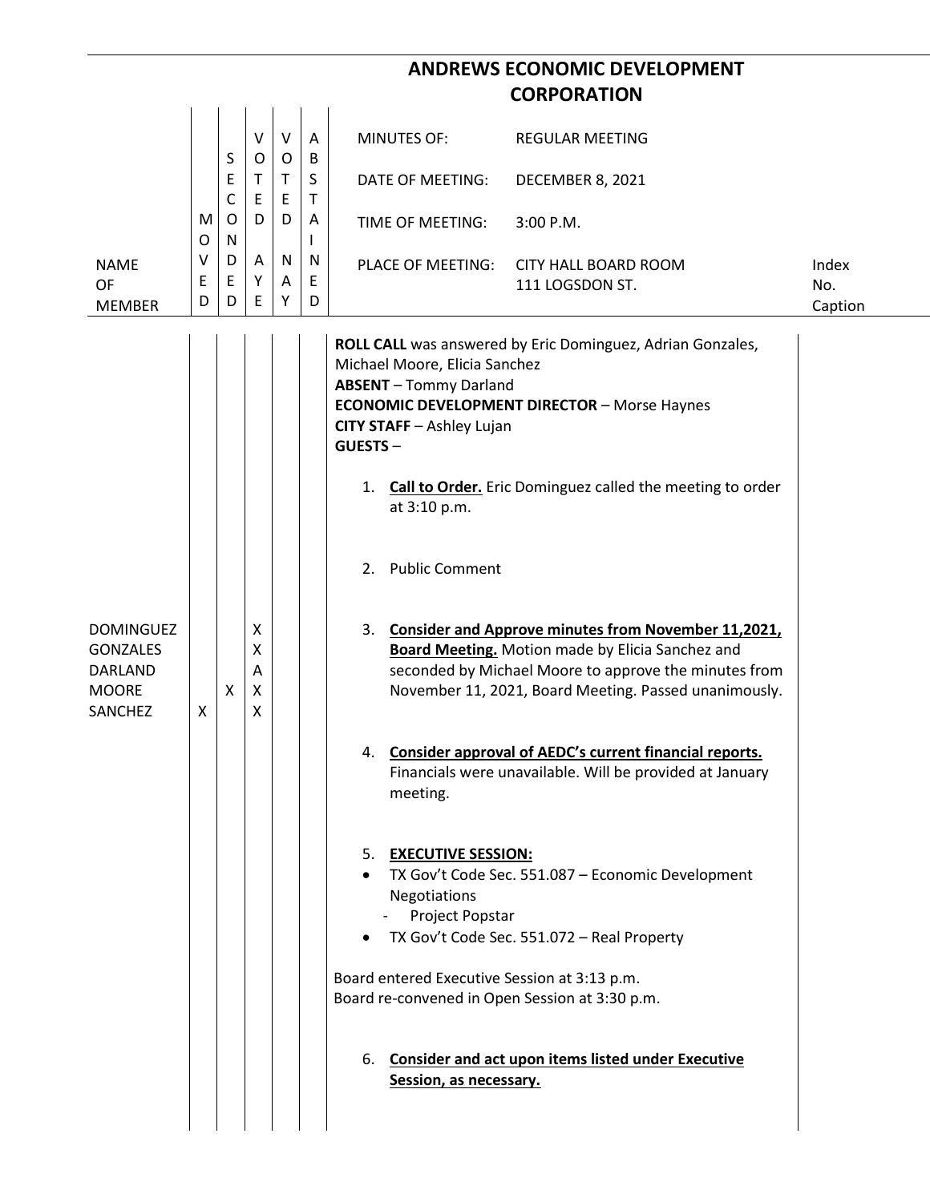# ANDREWS ECONOMIC DEVELOPMENT CORPORATION

| NAME OF MEMBER | MOVED | SECONDED | VOTED AYE | VOTED NAY | ABSTAINED | | Index No. Caption |
|---|---|---|---|---|---|---|---|
| | | | | | | MINUTES OF: REGULAR MEETING<br>DATE OF MEETING: DECEMBER 8, 2021<br>TIME OF MEETING: 3:00 P.M.<br>PLACE OF MEETING: CITY HALL BOARD ROOM 111 LOGSDON ST. | |

**ROLL CALL** was answered by Eric Dominguez, Adrian Gonzales, Michael Moore, Elicia Sanchez
**ABSENT** – Tommy Darland
**ECONOMIC DEVELOPMENT DIRECTOR** – Morse Haynes
**CITY STAFF** – Ashley Lujan
**GUESTS** –

1. **Call to Order.** Eric Dominguez called the meeting to order at 3:10 p.m.

2. Public Comment

3. **Consider and Approve minutes from November 11,2021, Board Meeting.** Motion made by Elicia Sanchez and seconded by Michael Moore to approve the minutes from November 11, 2021, Board Meeting. Passed unanimously.

| NAME OF MEMBER | MOVED | SECONDED | VOTED AYE | VOTED NAY | ABSTAINED |
|---|---|---|---|---|---|
| DOMINGUEZ | | | X | | |
| GONZALES | | | X | | |
| DARLAND | | | A | | |
| MOORE | | X | X | | |
| SANCHEZ | X | | X | | |

4. **Consider approval of AEDC's current financial reports.** Financials were unavailable. Will be provided at January meeting.

5. **EXECUTIVE SESSION:**
   - TX Gov't Code Sec. 551.087 – Economic Development Negotiations
     - Project Popstar
   - TX Gov't Code Sec. 551.072 – Real Property

Board entered Executive Session at 3:13 p.m.
Board re-convened in Open Session at 3:30 p.m.

6. **Consider and act upon items listed under Executive Session, as necessary.**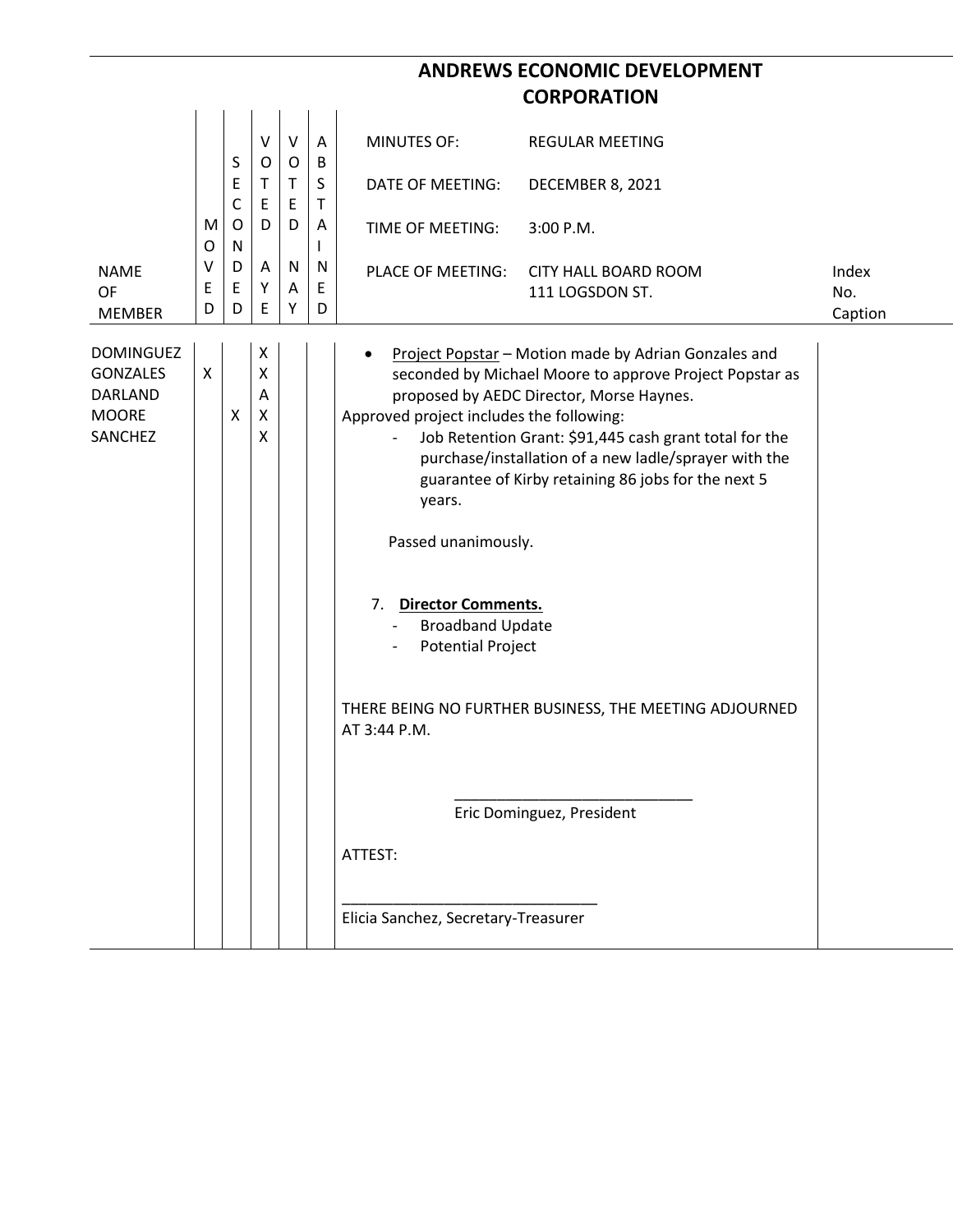## ANDREWS ECONOMIC DEVELOPMENT CORPORATION

| NAME OF MEMBER | MOVED | SECONDED | VOTED AYE | VOTED NAY | ABSTAINED | | Index No. Caption |
|---|---|---|---|---|---|---|---|
| | | | | | | MINUTES OF: REGULAR MEETING<br>DATE OF MEETING: DECEMBER 8, 2021<br>TIME OF MEETING: 3:00 P.M.<br>PLACE OF MEETING: CITY HALL BOARD ROOM, 111 LOGSDON ST. | |
| DOMINGUEZ | | | X | | | • Project Popstar – Motion made by Adrian Gonzales and seconded by Michael Moore to approve Project Popstar as proposed by AEDC Director, Morse Haynes.<br>Approved project includes the following:<br>- Job Retention Grant: $91,445 cash grant total for the purchase/installation of a new ladle/sprayer with the guarantee of Kirby retaining 86 jobs for the next 5 years.<br>Passed unanimously. | |
| GONZALES | X | | X | | | | |
| DARLAND | | | A | | | | |
| MOORE | | X | X | | | | |
| SANCHEZ | | | X | | | | |

7. **Director Comments.**
   - Broadband Update
   - Potential Project

THERE BEING NO FURTHER BUSINESS, THE MEETING ADJOURNED AT 3:44 P.M.

\_\_\_\_\_\_\_\_\_\_\_\_\_\_\_\_\_\_\_\_\_\_\_\_\_\_\_\_
Eric Dominguez, President

ATTEST:

\_\_\_\_\_\_\_\_\_\_\_\_\_\_\_\_\_\_\_\_\_\_\_\_\_\_\_\_
Elicia Sanchez, Secretary-Treasurer